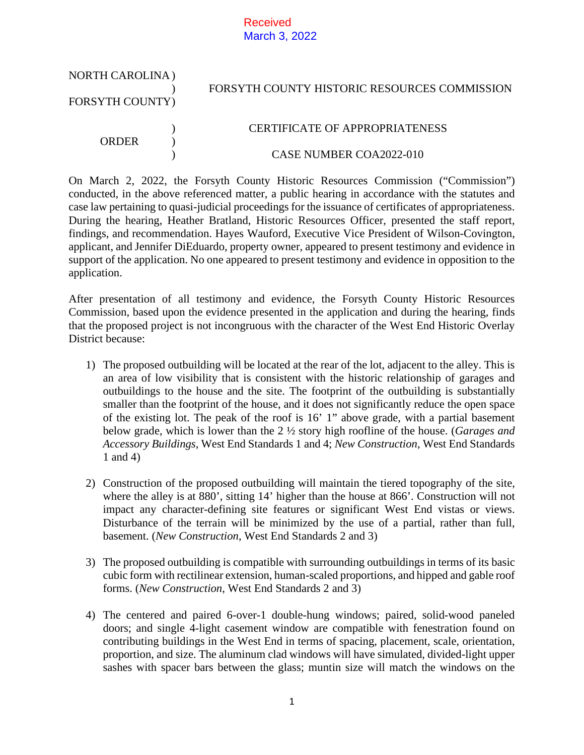Received
March 3, 2022

NORTH CAROLINA )
                             )       FORSYTH COUNTY HISTORIC RESOURCES COMMISSION
FORSYTH COUNTY)

                             )       CERTIFICATE OF APPROPRIATENESS
ORDER                 )
                             )       CASE NUMBER COA2022-010

On March 2, 2022, the Forsyth County Historic Resources Commission ("Commission") conducted, in the above referenced matter, a public hearing in accordance with the statutes and case law pertaining to quasi-judicial proceedings for the issuance of certificates of appropriateness. During the hearing, Heather Bratland, Historic Resources Officer, presented the staff report, findings, and recommendation. Hayes Wauford, Executive Vice President of Wilson-Covington, applicant, and Jennifer DiEduardo, property owner, appeared to present testimony and evidence in support of the application. No one appeared to present testimony and evidence in opposition to the application.

After presentation of all testimony and evidence, the Forsyth County Historic Resources Commission, based upon the evidence presented in the application and during the hearing, finds that the proposed project is not incongruous with the character of the West End Historic Overlay District because:

1) The proposed outbuilding will be located at the rear of the lot, adjacent to the alley. This is an area of low visibility that is consistent with the historic relationship of garages and outbuildings to the house and the site. The footprint of the outbuilding is substantially smaller than the footprint of the house, and it does not significantly reduce the open space of the existing lot. The peak of the roof is 16' 1" above grade, with a partial basement below grade, which is lower than the 2 ½ story high roofline of the house. (*Garages and Accessory Buildings*, West End Standards 1 and 4; *New Construction*, West End Standards 1 and 4)

2) Construction of the proposed outbuilding will maintain the tiered topography of the site, where the alley is at 880', sitting 14' higher than the house at 866'. Construction will not impact any character-defining site features or significant West End vistas or views. Disturbance of the terrain will be minimized by the use of a partial, rather than full, basement. (*New Construction*, West End Standards 2 and 3)

3) The proposed outbuilding is compatible with surrounding outbuildings in terms of its basic cubic form with rectilinear extension, human-scaled proportions, and hipped and gable roof forms. (*New Construction*, West End Standards 2 and 3)

4) The centered and paired 6-over-1 double-hung windows; paired, solid-wood paneled doors; and single 4-light casement window are compatible with fenestration found on contributing buildings in the West End in terms of spacing, placement, scale, orientation, proportion, and size. The aluminum clad windows will have simulated, divided-light upper sashes with spacer bars between the glass; muntin size will match the windows on the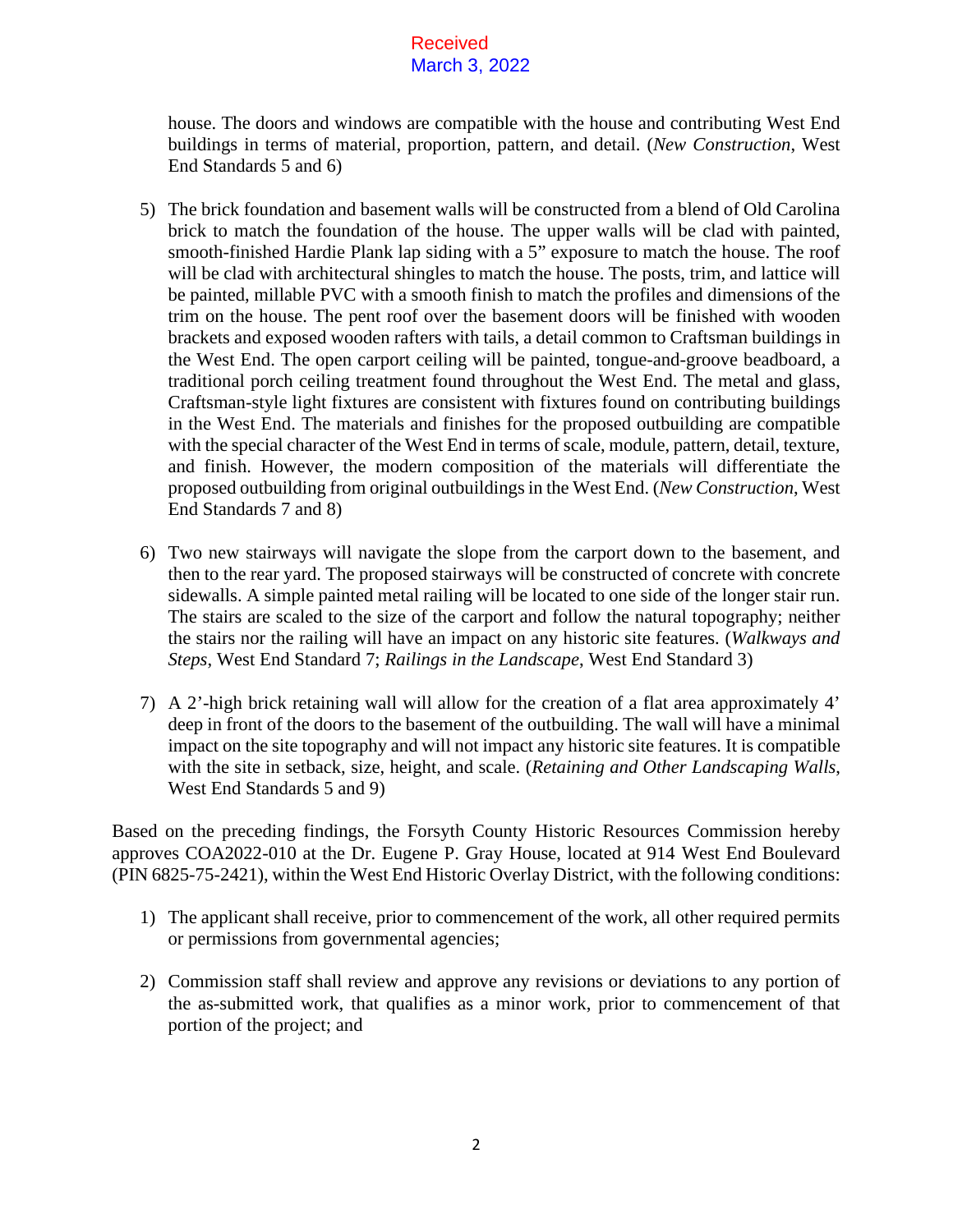Received
March 3, 2022

house. The doors and windows are compatible with the house and contributing West End buildings in terms of material, proportion, pattern, and detail. (*New Construction*, West End Standards 5 and 6)

5) The brick foundation and basement walls will be constructed from a blend of Old Carolina brick to match the foundation of the house. The upper walls will be clad with painted, smooth-finished Hardie Plank lap siding with a 5" exposure to match the house. The roof will be clad with architectural shingles to match the house. The posts, trim, and lattice will be painted, millable PVC with a smooth finish to match the profiles and dimensions of the trim on the house. The pent roof over the basement doors will be finished with wooden brackets and exposed wooden rafters with tails, a detail common to Craftsman buildings in the West End. The open carport ceiling will be painted, tongue-and-groove beadboard, a traditional porch ceiling treatment found throughout the West End. The metal and glass, Craftsman-style light fixtures are consistent with fixtures found on contributing buildings in the West End. The materials and finishes for the proposed outbuilding are compatible with the special character of the West End in terms of scale, module, pattern, detail, texture, and finish. However, the modern composition of the materials will differentiate the proposed outbuilding from original outbuildings in the West End. (*New Construction*, West End Standards 7 and 8)

6) Two new stairways will navigate the slope from the carport down to the basement, and then to the rear yard. The proposed stairways will be constructed of concrete with concrete sidewalls. A simple painted metal railing will be located to one side of the longer stair run. The stairs are scaled to the size of the carport and follow the natural topography; neither the stairs nor the railing will have an impact on any historic site features. (*Walkways and Steps*, West End Standard 7; *Railings in the Landscape*, West End Standard 3)

7) A 2'-high brick retaining wall will allow for the creation of a flat area approximately 4' deep in front of the doors to the basement of the outbuilding. The wall will have a minimal impact on the site topography and will not impact any historic site features. It is compatible with the site in setback, size, height, and scale. (*Retaining and Other Landscaping Walls*, West End Standards 5 and 9)

Based on the preceding findings, the Forsyth County Historic Resources Commission hereby approves COA2022-010 at the Dr. Eugene P. Gray House, located at 914 West End Boulevard (PIN 6825-75-2421), within the West End Historic Overlay District, with the following conditions:

1) The applicant shall receive, prior to commencement of the work, all other required permits or permissions from governmental agencies;

2) Commission staff shall review and approve any revisions or deviations to any portion of the as-submitted work, that qualifies as a minor work, prior to commencement of that portion of the project; and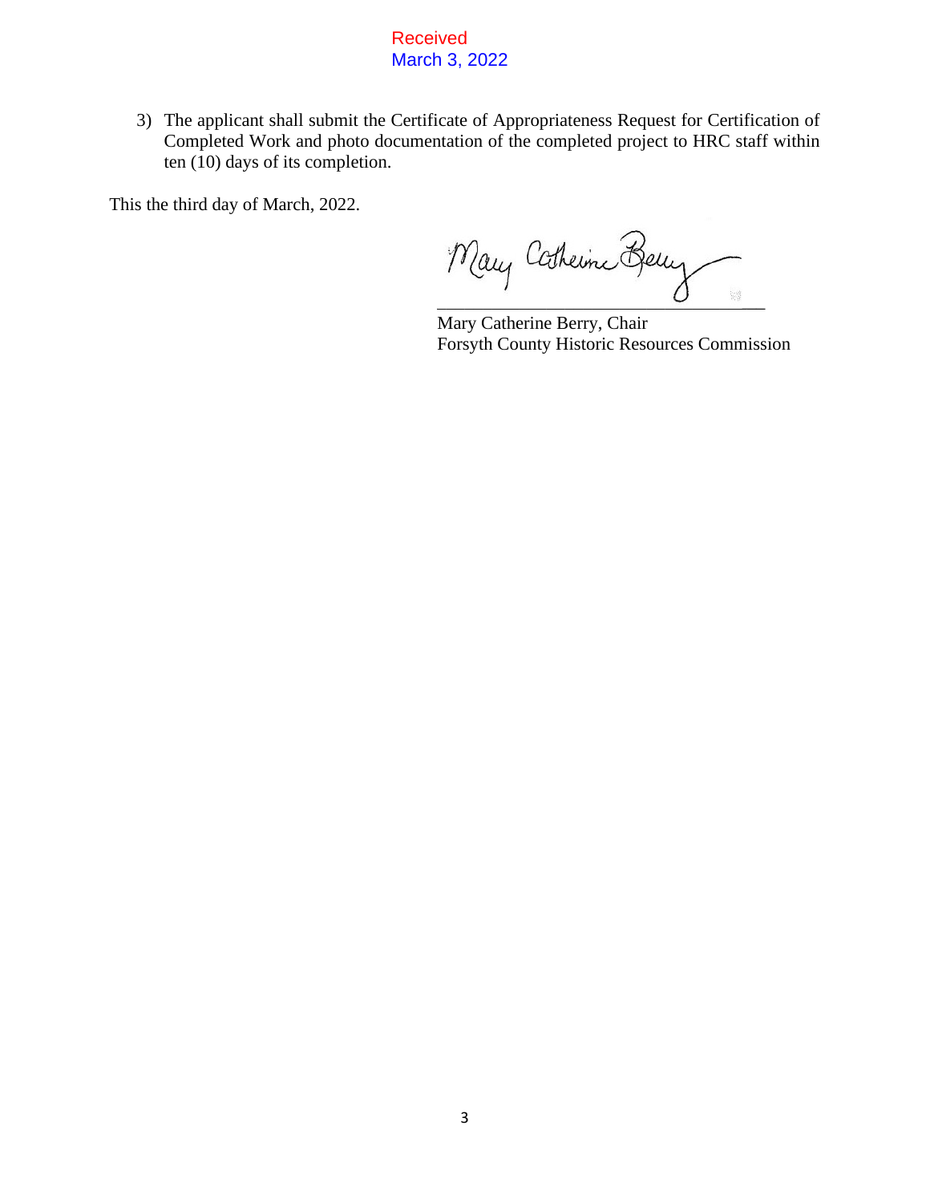Received
March 3, 2022

3) The applicant shall submit the Certificate of Appropriateness Request for Certification of Completed Work and photo documentation of the completed project to HRC staff within ten (10) days of its completion.

This the third day of March, 2022.

Mary Catherine Berry

\_\_\_\_\_\_\_\_\_\_\_\_\_\_\_\_\_\_\_\_\_\_\_\_\_\_\_\_\_\_\_\_\_\_\_\_

Mary Catherine Berry, Chair
Forsyth County Historic Resources Commission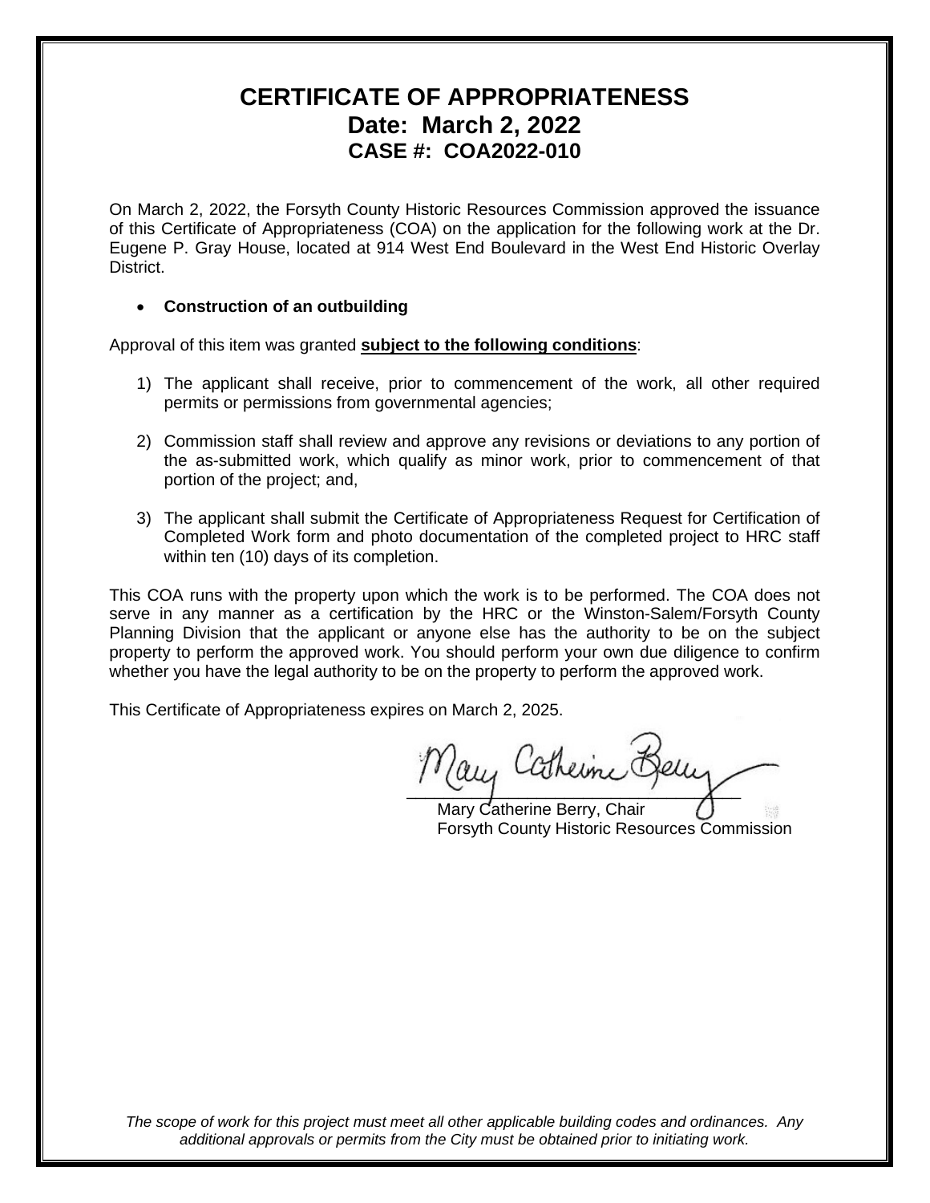# CERTIFICATE OF APPROPRIATENESS
## Date: March 2, 2022
### CASE #: COA2022-010

On March 2, 2022, the Forsyth County Historic Resources Commission approved the issuance of this Certificate of Appropriateness (COA) on the application for the following work at the Dr. Eugene P. Gray House, located at 914 West End Boulevard in the West End Historic Overlay District.

- **Construction of an outbuilding**

Approval of this item was granted **subject to the following conditions**:

1) The applicant shall receive, prior to commencement of the work, all other required permits or permissions from governmental agencies;

2) Commission staff shall review and approve any revisions or deviations to any portion of the as-submitted work, which qualify as minor work, prior to commencement of that portion of the project; and,

3) The applicant shall submit the Certificate of Appropriateness Request for Certification of Completed Work form and photo documentation of the completed project to HRC staff within ten (10) days of its completion.

This COA runs with the property upon which the work is to be performed. The COA does not serve in any manner as a certification by the HRC or the Winston-Salem/Forsyth County Planning Division that the applicant or anyone else has the authority to be on the subject property to perform the approved work. You should perform your own due diligence to confirm whether you have the legal authority to be on the property to perform the approved work.

This Certificate of Appropriateness expires on March 2, 2025.

Mary Catherine Berry

Mary Catherine Berry, Chair
Forsyth County Historic Resources Commission

*The scope of work for this project must meet all other applicable building codes and ordinances. Any additional approvals or permits from the City must be obtained prior to initiating work.*